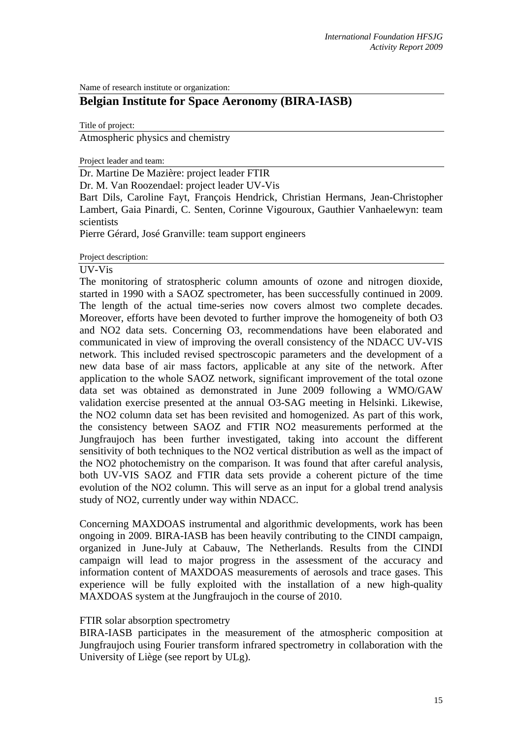Name of research institute or organization:

# Belgian Institute for Space Aeronomy (BIRA-IASB)

Title of project:

Atmospheric physics and chemistry

Project leader and team:

Dr. Martine De Mazière: project leader FTIR
Dr. M. Van Roozendael: project leader UV-Vis
Bart Dils, Caroline Fayt, François Hendrick, Christian Hermans, Jean-Christopher Lambert, Gaia Pinardi, C. Senten, Corinne Vigouroux, Gauthier Vanhaelewyn: team scientists
Pierre Gérard, José Granville: team support engineers

Project description:

UV-Vis

The monitoring of stratospheric column amounts of ozone and nitrogen dioxide, started in 1990 with a SAOZ spectrometer, has been successfully continued in 2009. The length of the actual time-series now covers almost two complete decades. Moreover, efforts have been devoted to further improve the homogeneity of both $O_3$ and $NO_2$ data sets. Concerning $O_3$, recommendations have been elaborated and communicated in view of improving the overall consistency of the NDACC UV-VIS network. This included revised spectroscopic parameters and the development of a new data base of air mass factors, applicable at any site of the network. After application to the whole SAOZ network, significant improvement of the total ozone data set was obtained as demonstrated in June 2009 following a WMO/GAW validation exercise presented at the annual O3-SAG meeting in Helsinki. Likewise, the $NO_2$ column data set has been revisited and homogenized. As part of this work, the consistency between SAOZ and FTIR $NO_2$ measurements performed at the Jungfraujoch has been further investigated, taking into account the different sensitivity of both techniques to the $NO_2$ vertical distribution as well as the impact of the $NO_2$ photochemistry on the comparison. It was found that after careful analysis, both UV-VIS SAOZ and FTIR data sets provide a coherent picture of the time evolution of the $NO_2$ column. This will serve as an input for a global trend analysis study of $NO_2$, currently under way within NDACC.

Concerning MAXDOAS instrumental and algorithmic developments, work has been ongoing in 2009. BIRA-IASB has been heavily contributing to the CINDI campaign, organized in June-July at Cabauw, The Netherlands. Results from the CINDI campaign will lead to major progress in the assessment of the accuracy and information content of MAXDOAS measurements of aerosols and trace gases. This experience will be fully exploited with the installation of a new high-quality MAXDOAS system at the Jungfraujoch in the course of 2010.

FTIR solar absorption spectrometry

BIRA-IASB participates in the measurement of the atmospheric composition at Jungfraujoch using Fourier transform infrared spectrometry in collaboration with the University of Liège (see report by ULg).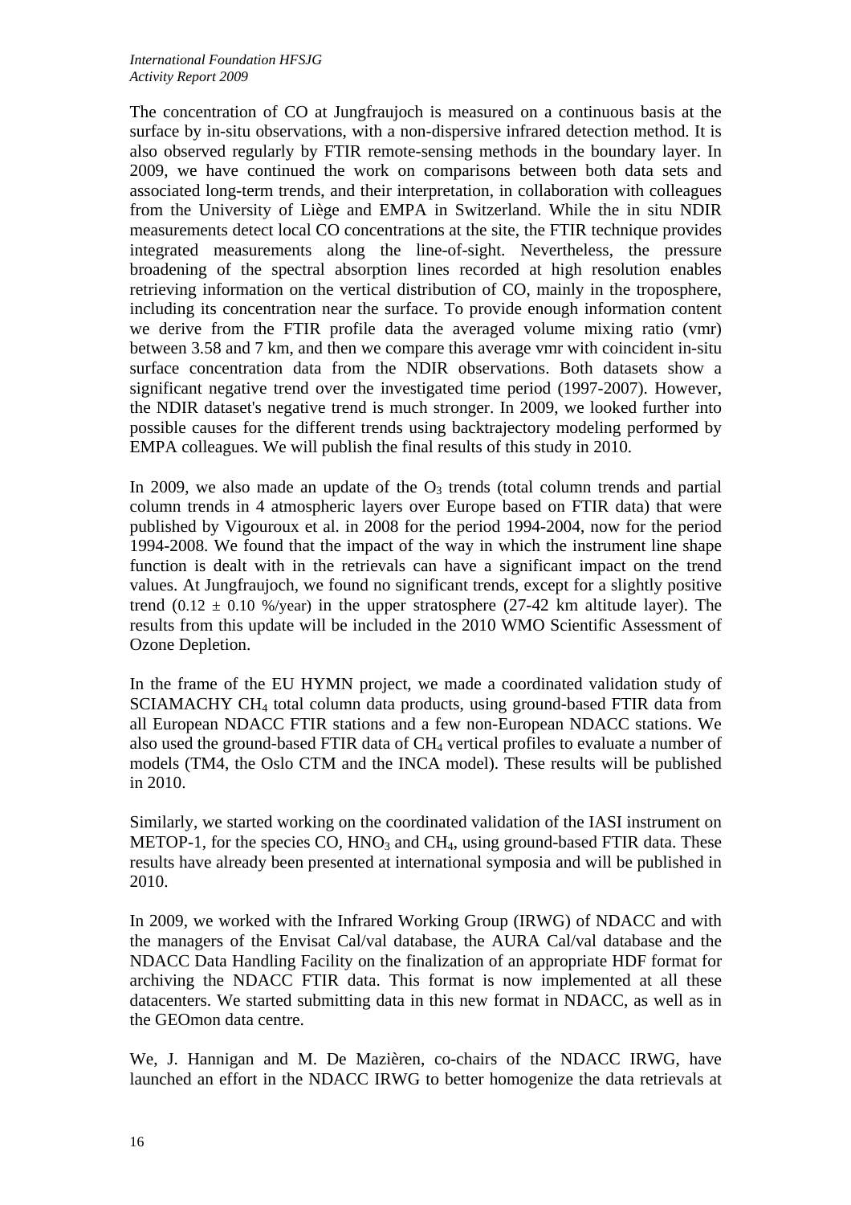The concentration of CO at Jungfraujoch is measured on a continuous basis at the surface by in-situ observations, with a non-dispersive infrared detection method. It is also observed regularly by FTIR remote-sensing methods in the boundary layer. In 2009, we have continued the work on comparisons between both data sets and associated long-term trends, and their interpretation, in collaboration with colleagues from the University of Liège and EMPA in Switzerland. While the in situ NDIR measurements detect local CO concentrations at the site, the FTIR technique provides integrated measurements along the line-of-sight. Nevertheless, the pressure broadening of the spectral absorption lines recorded at high resolution enables retrieving information on the vertical distribution of CO, mainly in the troposphere, including its concentration near the surface. To provide enough information content we derive from the FTIR profile data the averaged volume mixing ratio (vmr) between 3.58 and 7 km, and then we compare this average vmr with coincident in-situ surface concentration data from the NDIR observations. Both datasets show a significant negative trend over the investigated time period (1997-2007). However, the NDIR dataset's negative trend is much stronger. In 2009, we looked further into possible causes for the different trends using backtrajectory modeling performed by EMPA colleagues. We will publish the final results of this study in 2010.

In 2009, we also made an update of the $O_3$ trends (total column trends and partial column trends in 4 atmospheric layers over Europe based on FTIR data) that were published by Vigouroux et al. in 2008 for the period 1994-2004, now for the period 1994-2008. We found that the impact of the way in which the instrument line shape function is dealt with in the retrievals can have a significant impact on the trend values. At Jungfraujoch, we found no significant trends, except for a slightly positive trend ($0.12 \pm 0.10$ %/year) in the upper stratosphere (27-42 km altitude layer). The results from this update will be included in the 2010 WMO Scientific Assessment of Ozone Depletion.

In the frame of the EU HYMN project, we made a coordinated validation study of SCIAMACHY $CH_4$ total column data products, using ground-based FTIR data from all European NDACC FTIR stations and a few non-European NDACC stations. We also used the ground-based FTIR data of $CH_4$ vertical profiles to evaluate a number of models (TM4, the Oslo CTM and the INCA model). These results will be published in 2010.

Similarly, we started working on the coordinated validation of the IASI instrument on METOP-1, for the species CO, $HNO_3$ and $CH_4$, using ground-based FTIR data. These results have already been presented at international symposia and will be published in 2010.

In 2009, we worked with the Infrared Working Group (IRWG) of NDACC and with the managers of the Envisat Cal/val database, the AURA Cal/val database and the NDACC Data Handling Facility on the finalization of an appropriate HDF format for archiving the NDACC FTIR data. This format is now implemented at all these datacenters. We started submitting data in this new format in NDACC, as well as in the GEOmon data centre.

We, J. Hannigan and M. De Mazièren, co-chairs of the NDACC IRWG, have launched an effort in the NDACC IRWG to better homogenize the data retrievals at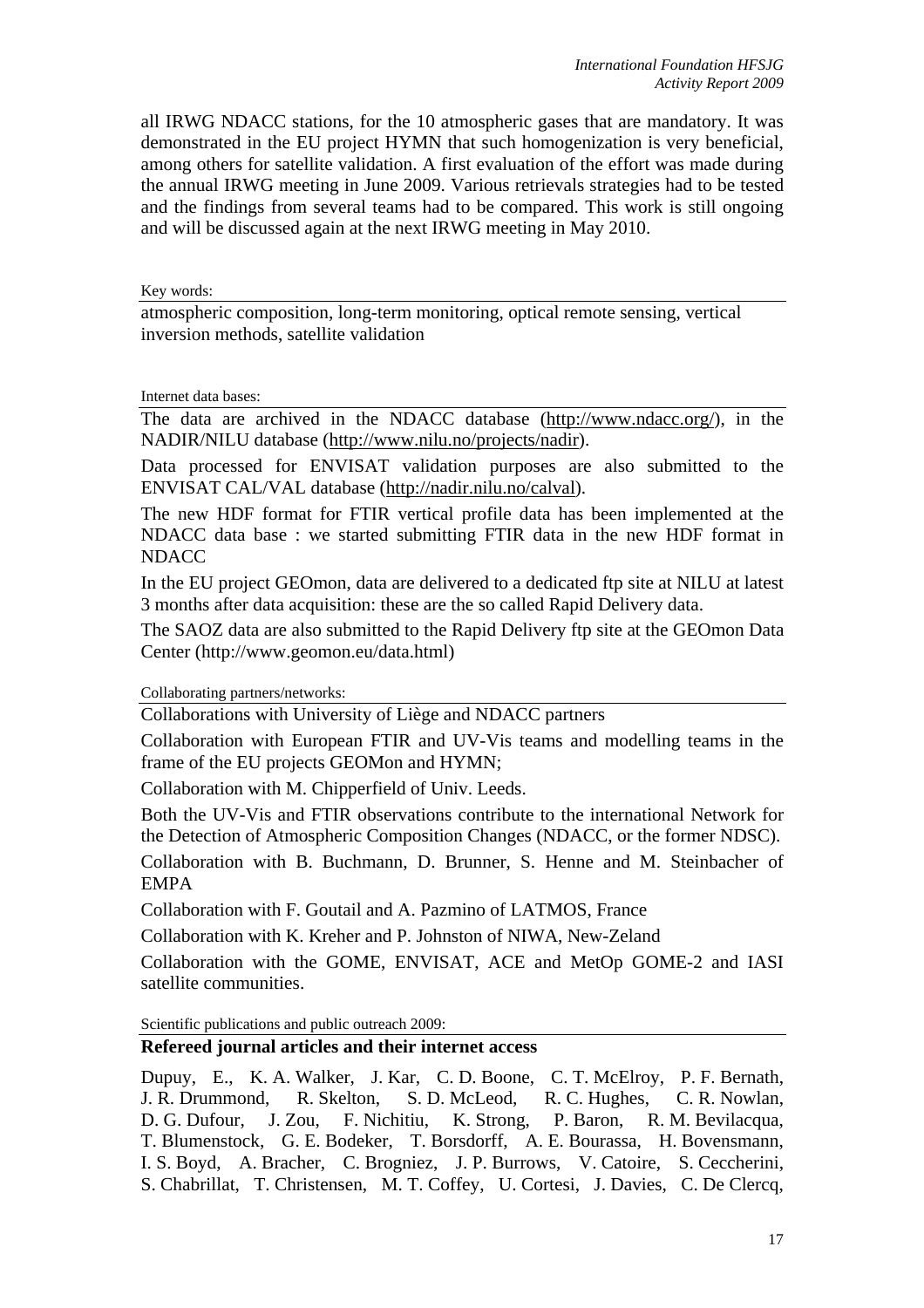all IRWG NDACC stations, for the 10 atmospheric gases that are mandatory. It was demonstrated in the EU project HYMN that such homogenization is very beneficial, among others for satellite validation. A first evaluation of the effort was made during the annual IRWG meeting in June 2009. Various retrievals strategies had to be tested and the findings from several teams had to be compared. This work is still ongoing and will be discussed again at the next IRWG meeting in May 2010.

Key words:

atmospheric composition, long-term monitoring, optical remote sensing, vertical inversion methods, satellite validation

Internet data bases:

The data are archived in the NDACC database (http://www.ndacc.org/), in the NADIR/NILU database (http://www.nilu.no/projects/nadir).

Data processed for ENVISAT validation purposes are also submitted to the ENVISAT CAL/VAL database (http://nadir.nilu.no/calval).

The new HDF format for FTIR vertical profile data has been implemented at the NDACC data base : we started submitting FTIR data in the new HDF format in NDACC

In the EU project GEOmon, data are delivered to a dedicated ftp site at NILU at latest 3 months after data acquisition: these are the so called Rapid Delivery data.

The SAOZ data are also submitted to the Rapid Delivery ftp site at the GEOmon Data Center (http://www.geomon.eu/data.html)

Collaborating partners/networks:

Collaborations with University of Liège and NDACC partners

Collaboration with European FTIR and UV-Vis teams and modelling teams in the frame of the EU projects GEOMon and HYMN;

Collaboration with M. Chipperfield of Univ. Leeds.

Both the UV-Vis and FTIR observations contribute to the international Network for the Detection of Atmospheric Composition Changes (NDACC, or the former NDSC).

Collaboration with B. Buchmann, D. Brunner, S. Henne and M. Steinbacher of EMPA

Collaboration with F. Goutail and A. Pazmino of LATMOS, France

Collaboration with K. Kreher and P. Johnston of NIWA, New-Zeland

Collaboration with the GOME, ENVISAT, ACE and MetOp GOME-2 and IASI satellite communities.

Scientific publications and public outreach 2009:

**Refereed journal articles and their internet access**

Dupuy, E., K. A. Walker, J. Kar, C. D. Boone, C. T. McElroy, P. F. Bernath, J. R. Drummond, R. Skelton, S. D. McLeod, R. C. Hughes, C. R. Nowlan, D. G. Dufour, J. Zou, F. Nichitiu, K. Strong, P. Baron, R. M. Bevilacqua, T. Blumenstock, G. E. Bodeker, T. Borsdorff, A. E. Bourassa, H. Bovensmann, I. S. Boyd, A. Bracher, C. Brogniez, J. P. Burrows, V. Catoire, S. Ceccherini, S. Chabrillat, T. Christensen, M. T. Coffey, U. Cortesi, J. Davies, C. De Clercq,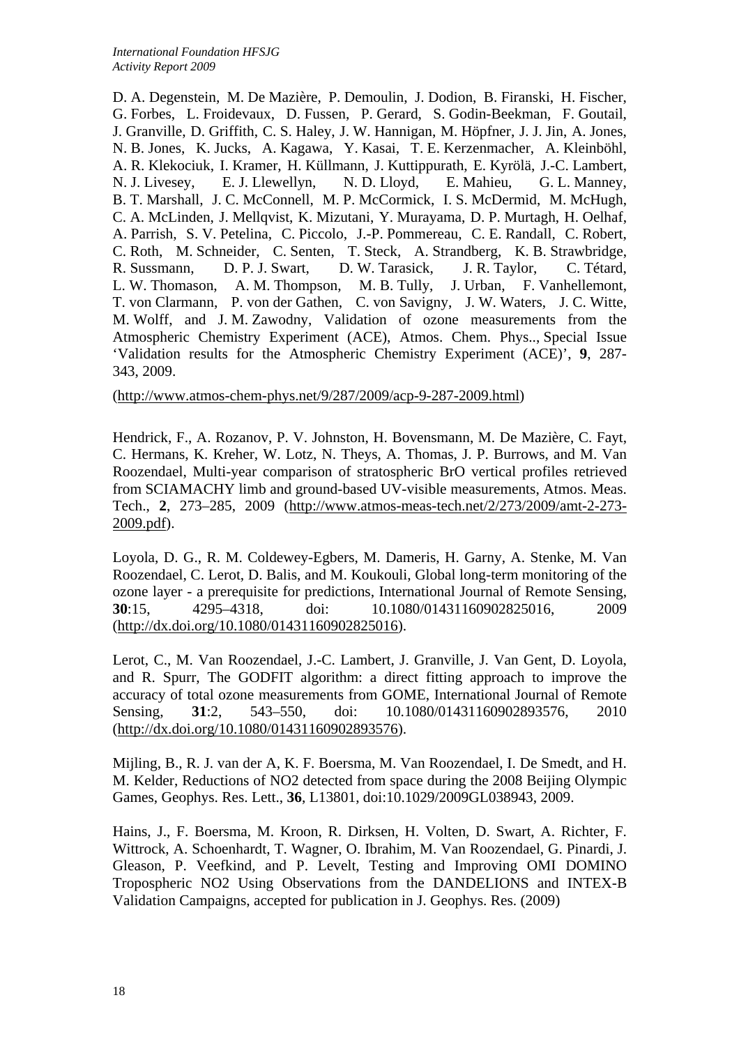D. A. Degenstein, M. De Mazière, P. Demoulin, J. Dodion, B. Firanski, H. Fischer, G. Forbes, L. Froidevaux, D. Fussen, P. Gerard, S. Godin-Beekman, F. Goutail, J. Granville, D. Griffith, C. S. Haley, J. W. Hannigan, M. Höpfner, J. J. Jin, A. Jones, N. B. Jones, K. Jucks, A. Kagawa, Y. Kasai, T. E. Kerzenmacher, A. Kleinböhl, A. R. Klekociuk, I. Kramer, H. Küllmann, J. Kuttippurath, E. Kyrölä, J.-C. Lambert, N. J. Livesey, E. J. Llewellyn, N. D. Lloyd, E. Mahieu, G. L. Manney, B. T. Marshall, J. C. McConnell, M. P. McCormick, I. S. McDermid, M. McHugh, C. A. McLinden, J. Mellqvist, K. Mizutani, Y. Murayama, D. P. Murtagh, H. Oelhaf, A. Parrish, S. V. Petelina, C. Piccolo, J.-P. Pommereau, C. E. Randall, C. Robert, C. Roth, M. Schneider, C. Senten, T. Steck, A. Strandberg, K. B. Strawbridge, R. Sussmann, D. P. J. Swart, D. W. Tarasick, J. R. Taylor, C. Tétard, L. W. Thomason, A. M. Thompson, M. B. Tully, J. Urban, F. Vanhellemont, T. von Clarmann, P. von der Gathen, C. von Savigny, J. W. Waters, J. C. Witte, M. Wolff, and J. M. Zawodny, Validation of ozone measurements from the Atmospheric Chemistry Experiment (ACE), Atmos. Chem. Phys.., Special Issue 'Validation results for the Atmospheric Chemistry Experiment (ACE)', **9**, 287-343, 2009.

(http://www.atmos-chem-phys.net/9/287/2009/acp-9-287-2009.html)

Hendrick, F., A. Rozanov, P. V. Johnston, H. Bovensmann, M. De Mazière, C. Fayt, C. Hermans, K. Kreher, W. Lotz, N. Theys, A. Thomas, J. P. Burrows, and M. Van Roozendael, Multi-year comparison of stratospheric BrO vertical profiles retrieved from SCIAMACHY limb and ground-based UV-visible measurements, Atmos. Meas. Tech., **2**, 273–285, 2009 (http://www.atmos-meas-tech.net/2/273/2009/amt-2-273-2009.pdf).

Loyola, D. G., R. M. Coldewey-Egbers, M. Dameris, H. Garny, A. Stenke, M. Van Roozendael, C. Lerot, D. Balis, and M. Koukouli, Global long-term monitoring of the ozone layer - a prerequisite for predictions, International Journal of Remote Sensing, **30**:15, 4295–4318, doi: 10.1080/01431160902825016, 2009 (http://dx.doi.org/10.1080/01431160902825016).

Lerot, C., M. Van Roozendael, J.-C. Lambert, J. Granville, J. Van Gent, D. Loyola, and R. Spurr, The GODFIT algorithm: a direct fitting approach to improve the accuracy of total ozone measurements from GOME, International Journal of Remote Sensing, **31**:2, 543–550, doi: 10.1080/01431160902893576, 2010 (http://dx.doi.org/10.1080/01431160902893576).

Mijling, B., R. J. van der A, K. F. Boersma, M. Van Roozendael, I. De Smedt, and H. M. Kelder, Reductions of NO2 detected from space during the 2008 Beijing Olympic Games, Geophys. Res. Lett., **36**, L13801, doi:10.1029/2009GL038943, 2009.

Hains, J., F. Boersma, M. Kroon, R. Dirksen, H. Volten, D. Swart, A. Richter, F. Wittrock, A. Schoenhardt, T. Wagner, O. Ibrahim, M. Van Roozendael, G. Pinardi, J. Gleason, P. Veefkind, and P. Levelt, Testing and Improving OMI DOMINO Tropospheric NO2 Using Observations from the DANDELIONS and INTEX-B Validation Campaigns, accepted for publication in J. Geophys. Res. (2009)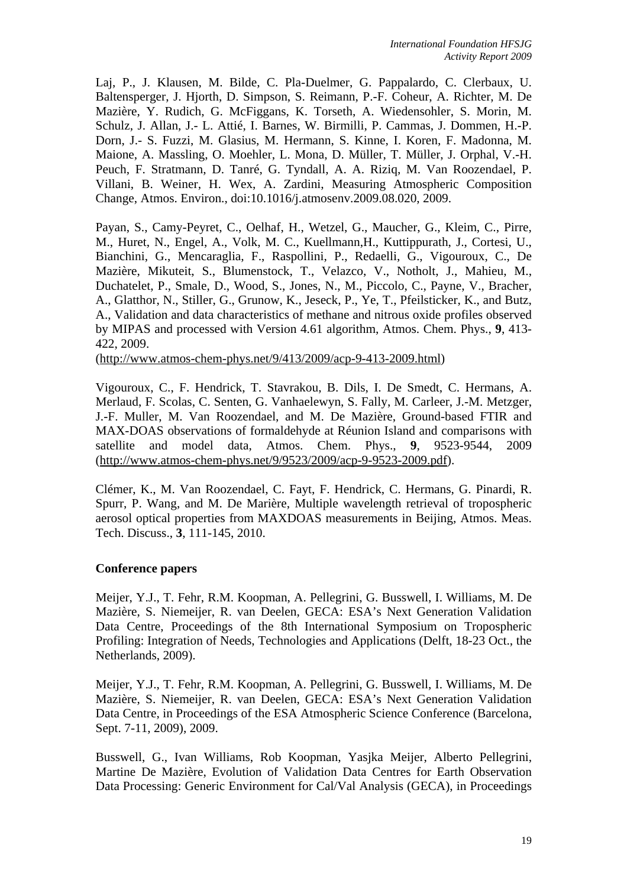Laj, P., J. Klausen, M. Bilde, C. Pla-Duelmer, G. Pappalardo, C. Clerbaux, U. Baltensperger, J. Hjorth, D. Simpson, S. Reimann, P.-F. Coheur, A. Richter, M. De Mazière, Y. Rudich, G. McFiggans, K. Torseth, A. Wiedensohler, S. Morin, M. Schulz, J. Allan, J.- L. Attié, I. Barnes, W. Birmilli, P. Cammas, J. Dommen, H.-P. Dorn, J.- S. Fuzzi, M. Glasius, M. Hermann, S. Kinne, I. Koren, F. Madonna, M. Maione, A. Massling, O. Moehler, L. Mona, D. Müller, T. Müller, J. Orphal, V.-H. Peuch, F. Stratmann, D. Tanré, G. Tyndall, A. A. Riziq, M. Van Roozendael, P. Villani, B. Weiner, H. Wex, A. Zardini, Measuring Atmospheric Composition Change, Atmos. Environ., doi:10.1016/j.atmosenv.2009.08.020, 2009.

Payan, S., Camy-Peyret, C., Oelhaf, H., Wetzel, G., Maucher, G., Kleim, C., Pirre, M., Huret, N., Engel, A., Volk, M. C., Kuellmann,H., Kuttippurath, J., Cortesi, U., Bianchini, G., Mencaraglia, F., Raspollini, P., Redaelli, G., Vigouroux, C., De Mazière, Mikuteit, S., Blumenstock, T., Velazco, V., Notholt, J., Mahieu, M., Duchatelet, P., Smale, D., Wood, S., Jones, N., M., Piccolo, C., Payne, V., Bracher, A., Glatthor, N., Stiller, G., Grunow, K., Jeseck, P., Ye, T., Pfeilsticker, K., and Butz, A., Validation and data characteristics of methane and nitrous oxide profiles observed by MIPAS and processed with Version 4.61 algorithm, Atmos. Chem. Phys., **9**, 413-422, 2009.
(http://www.atmos-chem-phys.net/9/413/2009/acp-9-413-2009.html)

Vigouroux, C., F. Hendrick, T. Stavrakou, B. Dils, I. De Smedt, C. Hermans, A. Merlaud, F. Scolas, C. Senten, G. Vanhaelewyn, S. Fally, M. Carleer, J.-M. Metzger, J.-F. Muller, M. Van Roozendael, and M. De Mazière, Ground-based FTIR and MAX-DOAS observations of formaldehyde at Réunion Island and comparisons with satellite and model data, Atmos. Chem. Phys., **9**, 9523-9544, 2009 (http://www.atmos-chem-phys.net/9/9523/2009/acp-9-9523-2009.pdf).

Clémer, K., M. Van Roozendael, C. Fayt, F. Hendrick, C. Hermans, G. Pinardi, R. Spurr, P. Wang, and M. De Marière, Multiple wavelength retrieval of tropospheric aerosol optical properties from MAXDOAS measurements in Beijing, Atmos. Meas. Tech. Discuss., **3**, 111-145, 2010.

### Conference papers

Meijer, Y.J., T. Fehr, R.M. Koopman, A. Pellegrini, G. Busswell, I. Williams, M. De Mazière, S. Niemeijer, R. van Deelen, GECA: ESA's Next Generation Validation Data Centre, Proceedings of the 8th International Symposium on Tropospheric Profiling: Integration of Needs, Technologies and Applications (Delft, 18-23 Oct., the Netherlands, 2009).

Meijer, Y.J., T. Fehr, R.M. Koopman, A. Pellegrini, G. Busswell, I. Williams, M. De Mazière, S. Niemeijer, R. van Deelen, GECA: ESA's Next Generation Validation Data Centre, in Proceedings of the ESA Atmospheric Science Conference (Barcelona, Sept. 7-11, 2009), 2009.

Busswell, G., Ivan Williams, Rob Koopman, Yasjka Meijer, Alberto Pellegrini, Martine De Mazière, Evolution of Validation Data Centres for Earth Observation Data Processing: Generic Environment for Cal/Val Analysis (GECA), in Proceedings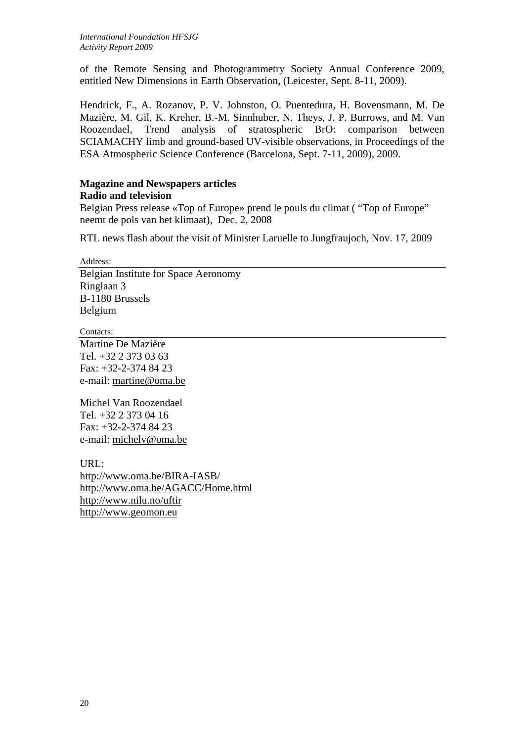of the Remote Sensing and Photogrammetry Society Annual Conference 2009, entitled New Dimensions in Earth Observation, (Leicester, Sept. 8-11, 2009).

Hendrick, F., A. Rozanov, P. V. Johnston, O. Puentedura, H. Bovensmann, M. De Mazière, M. Gil, K. Kreher, B.-M. Sinnhuber, N. Theys, J. P. Burrows, and M. Van Roozendael, Trend analysis of stratospheric BrO: comparison between SCIAMACHY limb and ground-based UV-visible observations, in Proceedings of the ESA Atmospheric Science Conference (Barcelona, Sept. 7-11, 2009), 2009.

**Magazine and Newspapers articles**
**Radio and television**

Belgian Press release «Top of Europe» prend le pouls du climat ( "Top of Europe" neemt de pols van het klimaat), Dec. 2, 2008

RTL news flash about the visit of Minister Laruelle to Jungfraujoch, Nov. 17, 2009

Address:

Belgian Institute for Space Aeronomy
Ringlaan 3
B-1180 Brussels
Belgium

Contacts:

Martine De Mazière
Tel. +32 2 373 03 63
Fax: +32-2-374 84 23
e-mail: martine@oma.be

Michel Van Roozendael
Tel. +32 2 373 04 16
Fax: +32-2-374 84 23
e-mail: michelv@oma.be

URL:
http://www.oma.be/BIRA-IASB/
http://www.oma.be/AGACC/Home.html
http://www.nilu.no/uftir
http://www.geomon.eu